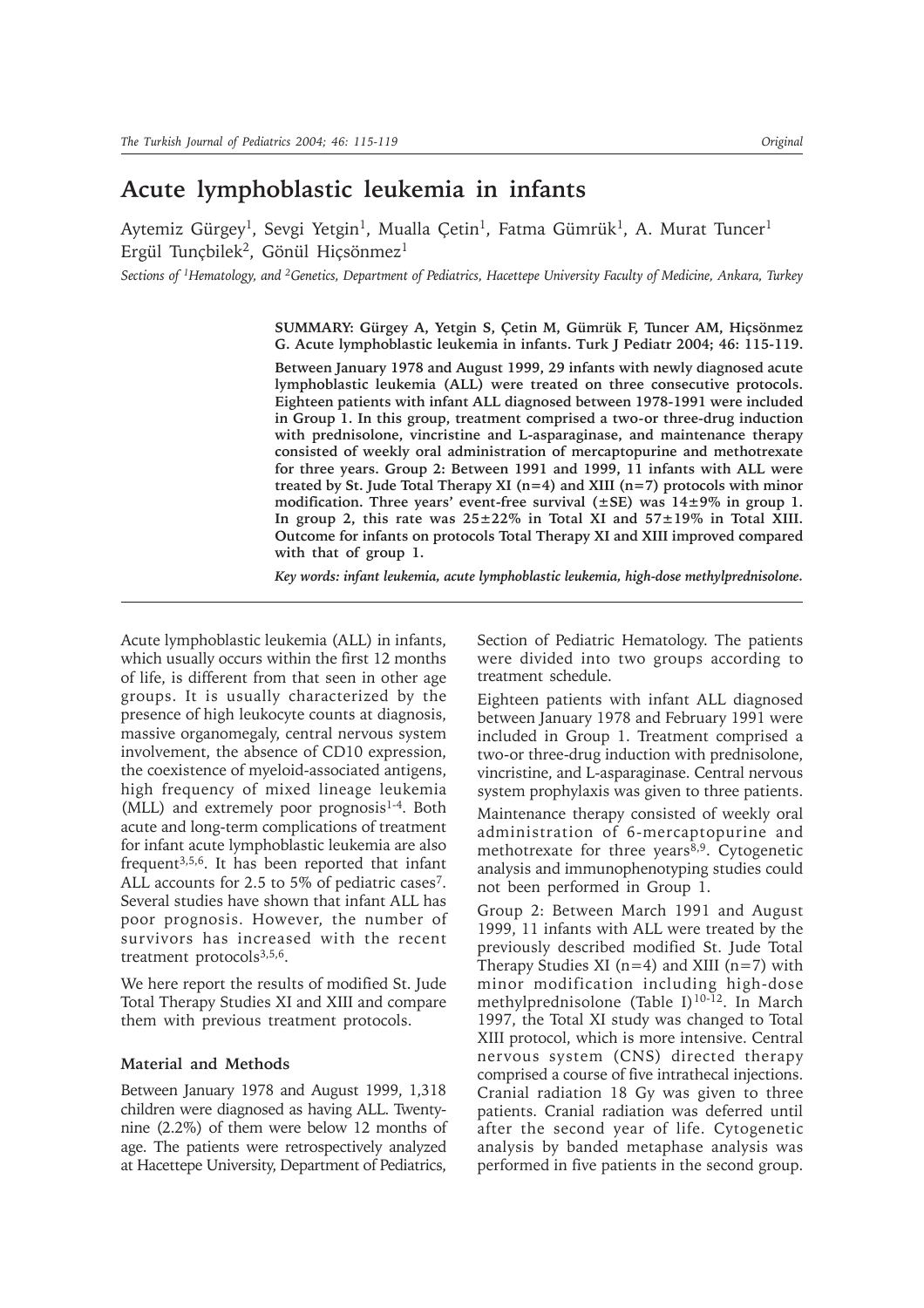# Acute lymphoblastic leukemia in infants

Aytemiz Gürgey[1], Sevgi Yetgin[1], Mualla Çetin[1], Fatma Gümrük[1], A. Murat Tuncer[1]
Ergül Tunçbilek[2], Gönül Hiçsönmez[1]

*Sections of [1]Hematology, and [2]Genetics, Department of Pediatrics, Hacettepe University Faculty of Medicine, Ankara, Turkey*

**SUMMARY: Gürgey A, Yetgin S, Çetin M, Gümrük F, Tuncer AM, Hiçsönmez G. Acute lymphoblastic leukemia in infants. Turk J Pediatr 2004; 46: 115-119.**

**Between January 1978 and August 1999, 29 infants with newly diagnosed acute lymphoblastic leukemia (ALL) were treated on three consecutive protocols. Eighteen patients with infant ALL diagnosed between 1978-1991 were included in Group 1. In this group, treatment comprised a two-or three-drug induction with prednisolone, vincristine and L-asparaginase, and maintenance therapy consisted of weekly oral administration of mercaptopurine and methotrexate for three years. Group 2: Between 1991 and 1999, 11 infants with ALL were treated by St. Jude Total Therapy XI (n=4) and XIII (n=7) protocols with minor modification. Three years' event-free survival (±SE) was 14±9% in group 1. In group 2, this rate was 25±22% in Total XI and 57±19% in Total XIII. Outcome for infants on protocols Total Therapy XI and XIII improved compared with that of group 1.**

*Key words: infant leukemia, acute lymphoblastic leukemia, high-dose methylprednisolone.*

Acute lymphoblastic leukemia (ALL) in infants, which usually occurs within the first 12 months of life, is different from that seen in other age groups. It is usually characterized by the presence of high leukocyte counts at diagnosis, massive organomegaly, central nervous system involvement, the absence of CD10 expression, the coexistence of myeloid-associated antigens, high frequency of mixed lineage leukemia (MLL) and extremely poor prognosis[1-4]. Both acute and long-term complications of treatment for infant acute lymphoblastic leukemia are also frequent[3,5,6]. It has been reported that infant ALL accounts for 2.5 to 5% of pediatric cases[7]. Several studies have shown that infant ALL has poor prognosis. However, the number of survivors has increased with the recent treatment protocols[3,5,6].

We here report the results of modified St. Jude Total Therapy Studies XI and XIII and compare them with previous treatment protocols.

## Material and Methods

Between January 1978 and August 1999, 1,318 children were diagnosed as having ALL. Twenty-nine (2.2%) of them were below 12 months of age. The patients were retrospectively analyzed at Hacettepe University, Department of Pediatrics, Section of Pediatric Hematology. The patients were divided into two groups according to treatment schedule.

Eighteen patients with infant ALL diagnosed between January 1978 and February 1991 were included in Group 1. Treatment comprised a two-or three-drug induction with prednisolone, vincristine, and L-asparaginase. Central nervous system prophylaxis was given to three patients. Maintenance therapy consisted of weekly oral administration of 6-mercaptopurine and methotrexate for three years[8,9]. Cytogenetic analysis and immunophenotyping studies could not been performed in Group 1.

Group 2: Between March 1991 and August 1999, 11 infants with ALL were treated by the previously described modified St. Jude Total Therapy Studies XI (n=4) and XIII (n=7) with minor modification including high-dose methylprednisolone (Table I)[10-12]. In March 1997, the Total XI study was changed to Total XIII protocol, which is more intensive. Central nervous system (CNS) directed therapy comprised a course of five intrathecal injections. Cranial radiation 18 Gy was given to three patients. Cranial radiation was deferred until after the second year of life. Cytogenetic analysis by banded metaphase analysis was performed in five patients in the second group.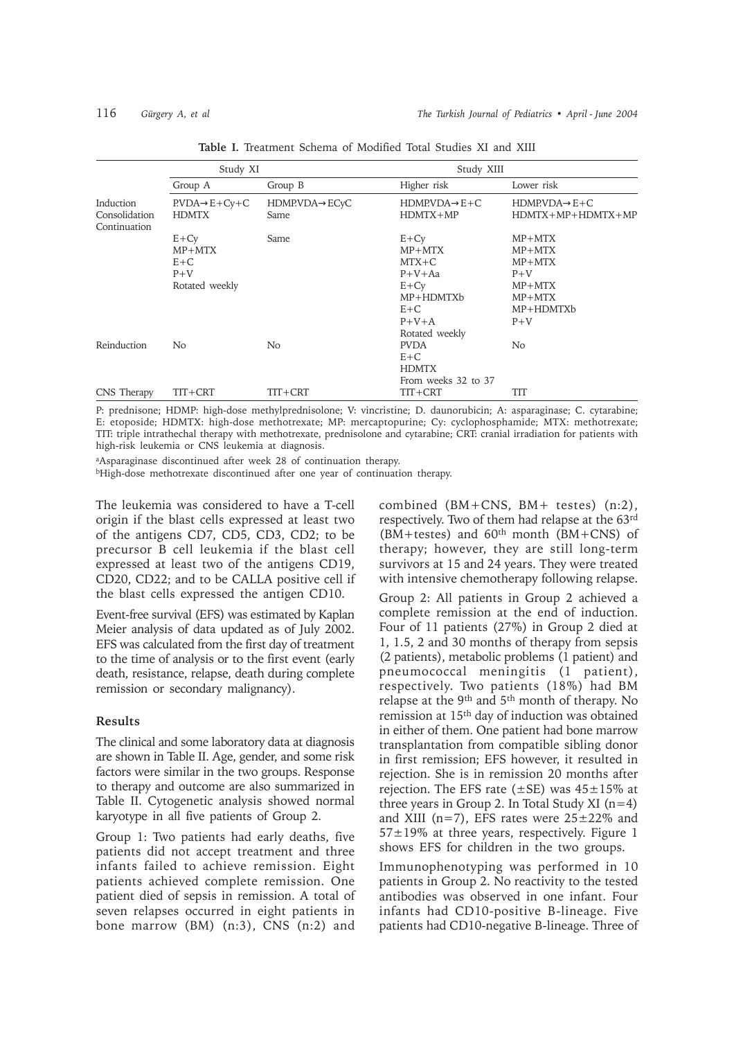**Table I.** Treatment Schema of Modified Total Studies XI and XIII

| | Study XI | | Study XIII | |
|---|---|---|---|---|
| | Group A | Group B | Higher risk | Lower risk |
| Induction | P.VDA→E+Cy+C | HDMP.VDA→ECyC | HDMP.VDA→E+C | HDMP.VDA→E+C |
| Consolidation | HDMTX | Same | HDMTX+MP | HDMTX+MP+HDMTX+MP |
| Continuation | | | | |
| | E+Cy<br>MP+MTX<br>E+C<br>P+V<br>Rotated weekly | Same | E+Cy<br>MP+MTX<br>MTX+C<br>P+V+Aa<br>E+Cy<br>MP+HDMTXb<br>E+C<br>P+V+A<br>Rotated weekly | MP+MTX<br>MP+MTX<br>MP+MTX<br>P+V<br>MP+MTX<br>MP+MTX<br>MP+HDMTXb<br>P+V |
| Reinduction | No | No | PVDA<br>E+C<br>HDMTX<br>From weeks 32 to 37 | No |
| CNS Therapy | TIT+CRT | TIT+CRT | TIT+CRT | TIT |

P: prednisone; HDMP: high-dose methylprednisolone; V: vincristine; D. daunorubicin; A: asparaginase; C. cytarabine; E: etoposide; HDMTX: high-dose methotrexate; MP: mercaptopurine; Cy: cyclophosphamide; MTX: methotrexate; TIT: triple intrathechal therapy with methotrexate, prednisolone and cytarabine; CRT: cranial irradiation for patients with high-risk leukemia or CNS leukemia at diagnosis.

[a]Asparaginase discontinued after week 28 of continuation therapy.

[b]High-dose methotrexate discontinued after one year of continuation therapy.

The leukemia was considered to have a T-cell origin if the blast cells expressed at least two of the antigens CD7, CD5, CD3, CD2; to be precursor B cell leukemia if the blast cell expressed at least two of the antigens CD19, CD20, CD22; and to be CALLA positive cell if the blast cells expressed the antigen CD10.

Event-free survival (EFS) was estimated by Kaplan Meier analysis of data updated as of July 2002. EFS was calculated from the first day of treatment to the time of analysis or to the first event (early death, resistance, relapse, death during complete remission or secondary malignancy).

## Results

The clinical and some laboratory data at diagnosis are shown in Table II. Age, gender, and some risk factors were similar in the two groups. Response to therapy and outcome are also summarized in Table II. Cytogenetic analysis showed normal karyotype in all five patients of Group 2.

Group 1: Two patients had early deaths, five patients did not accept treatment and three infants failed to achieve remission. Eight patients achieved complete remission. One patient died of sepsis in remission. A total of seven relapses occurred in eight patients in bone marrow (BM) (n:3), CNS (n:2) and combined (BM+CNS, BM+ testes) (n:2), respectively. Two of them had relapse at the 63rd (BM+testes) and 60th month (BM+CNS) of therapy; however, they are still long-term survivors at 15 and 24 years. They were treated with intensive chemotherapy following relapse.

Group 2: All patients in Group 2 achieved a complete remission at the end of induction. Four of 11 patients (27%) in Group 2 died at 1, 1.5, 2 and 30 months of therapy from sepsis (2 patients), metabolic problems (1 patient) and pneumococcal meningitis (1 patient), respectively. Two patients (18%) had BM relapse at the 9th and 5th month of therapy. No remission at 15th day of induction was obtained in either of them. One patient had bone marrow transplantation from compatible sibling donor in first remission; EFS however, it resulted in rejection. She is in remission 20 months after rejection. The EFS rate (±SE) was 45±15% at three years in Group 2. In Total Study XI (n=4) and XIII (n=7), EFS rates were 25±22% and 57±19% at three years, respectively. Figure 1 shows EFS for children in the two groups.

Immunophenotyping was performed in 10 patients in Group 2. No reactivity to the tested antibodies was observed in one infant. Four infants had CD10-positive B-lineage. Five patients had CD10-negative B-lineage. Three of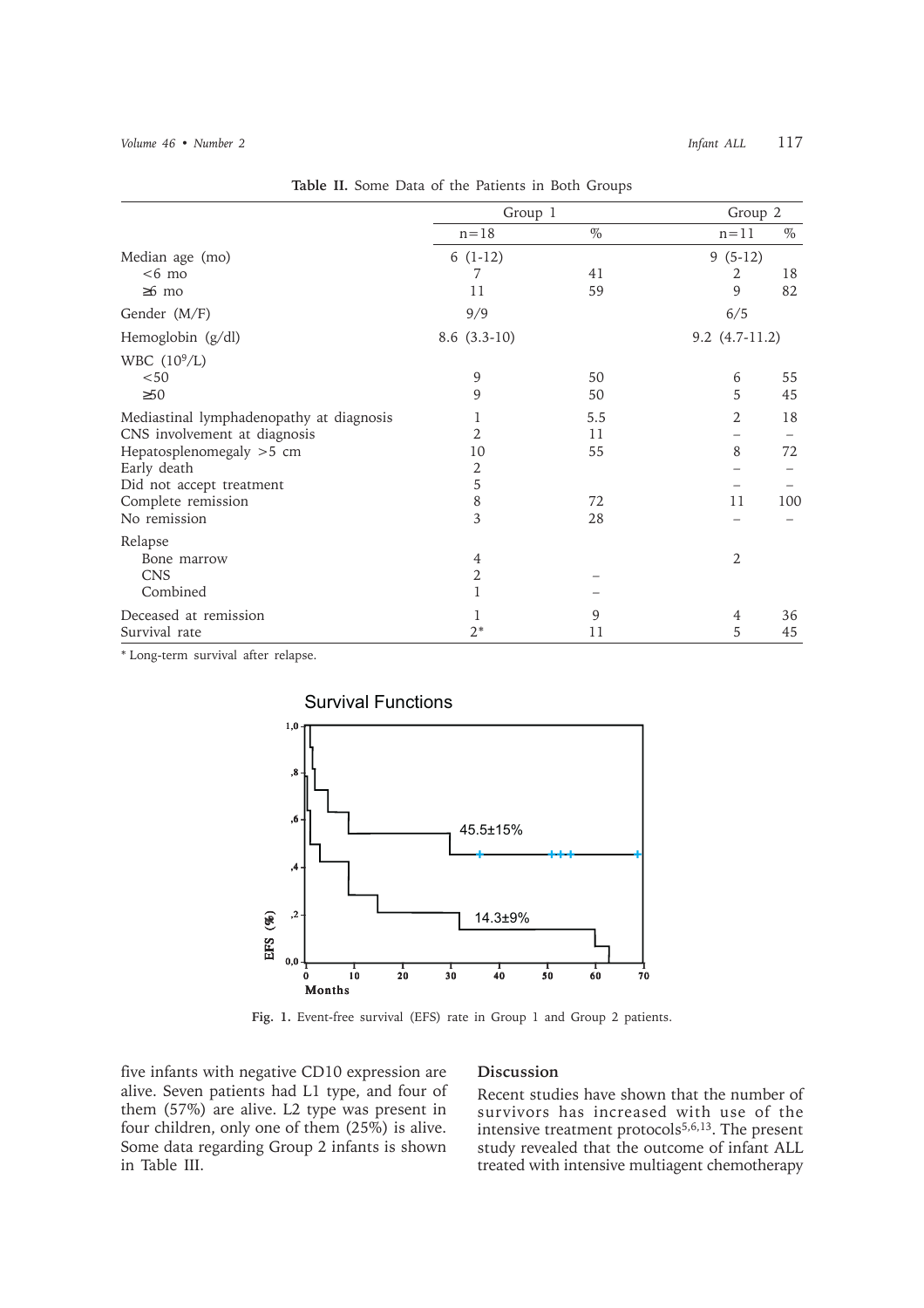Table II. Some Data of the Patients in Both Groups

| | Group 1 | | Group 2 | |
|---|---|---|---|---|
| | n=18 | % | n=11 | % |
| Median age (mo) | 6 (1-12) | | 9 (5-12) | |
| <6 mo | 7 | 41 | 2 | 18 |
| ≥6 mo | 11 | 59 | 9 | 82 |
| Gender (M/F) | 9/9 | | 6/5 | |
| Hemoglobin (g/dl) | 8.6 (3.3-10) | | 9.2 (4.7-11.2) | |
| WBC ($10^9$/L) | | | | |
| <50 | 9 | 50 | 6 | 55 |
| ≥50 | 9 | 50 | 5 | 45 |
| Mediastinal lymphadenopathy at diagnosis | 1 | 5.5 | 2 | 18 |
| CNS involvement at diagnosis | 2 | 11 | – | – |
| Hepatosplenomegaly >5 cm | 10 | 55 | 8 | 72 |
| Early death | 2 | | – | – |
| Did not accept treatment | 5 | | – | – |
| Complete remission | 8 | 72 | 11 | 100 |
| No remission | 3 | 28 | – | – |
| Relapse | | | | |
| Bone marrow | 4 | | 2 | |
| CNS | 2 | – | | |
| Combined | 1 | – | | |
| Deceased at remission | 1 | 9 | 4 | 36 |
| Survival rate | 2* | 11 | 5 | 45 |

\* Long-term survival after relapse.

Fig. 1. Event-free survival (EFS) rate in Group 1 and Group 2 patients.

five infants with negative CD10 expression are alive. Seven patients had L1 type, and four of them (57%) are alive. L2 type was present in four children, only one of them (25%) is alive. Some data regarding Group 2 infants is shown in Table III.

## Discussion

Recent studies have shown that the number of survivors has increased with use of the intensive treatment protocols[5,6,13]. The present study revealed that the outcome of infant ALL treated with intensive multiagent chemotherapy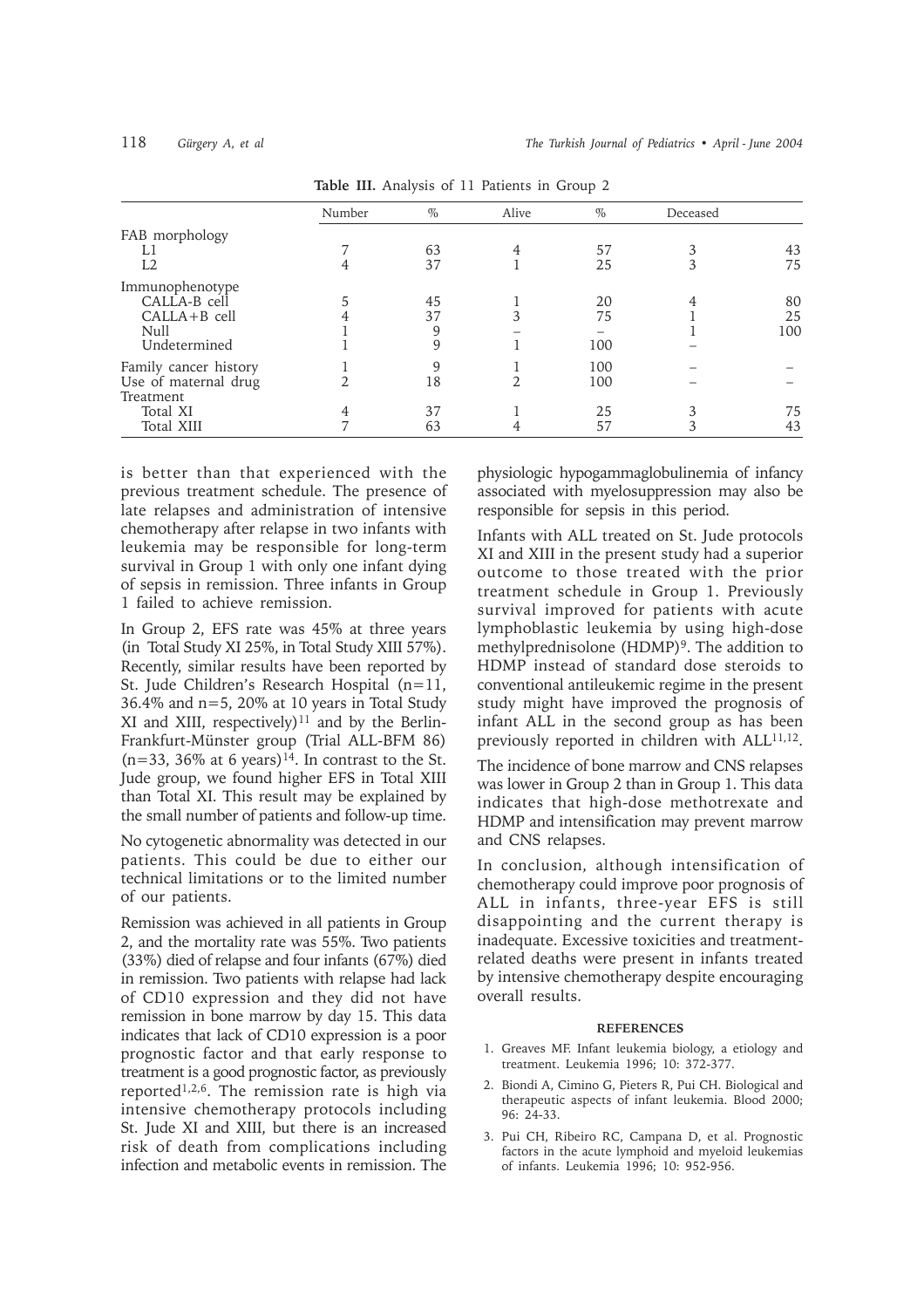**Table III.** Analysis of 11 Patients in Group 2

| | Number | % | Alive | % | Deceased | |
|---|---|---|---|---|---|---|
| FAB morphology | | | | | | |
| L1 | 7 | 63 | 4 | 57 | 3 | 43 |
| L2 | 4 | 37 | 1 | 25 | 3 | 75 |
| Immunophenotype | | | | | | |
| CALLA-B cell | 5 | 45 | 1 | 20 | 4 | 80 |
| CALLA+B cell | 4 | 37 | 3 | 75 | 1 | 25 |
| Null | 1 | 9 | – | – | 1 | 100 |
| Undetermined | 1 | 9 | 1 | 100 | – | |
| Family cancer history | 1 | 9 | 1 | 100 | – | – |
| Use of maternal drug | 2 | 18 | 2 | 100 | – | – |
| Treatment | | | | | | |
| Total XI | 4 | 37 | 1 | 25 | 3 | 75 |
| Total XIII | 7 | 63 | 4 | 57 | 3 | 43 |

is better than that experienced with the previous treatment schedule. The presence of late relapses and administration of intensive chemotherapy after relapse in two infants with leukemia may be responsible for long-term survival in Group 1 with only one infant dying of sepsis in remission. Three infants in Group 1 failed to achieve remission.

In Group 2, EFS rate was 45% at three years (in Total Study XI 25%, in Total Study XIII 57%). Recently, similar results have been reported by St. Jude Children's Research Hospital (n=11, 36.4% and n=5, 20% at 10 years in Total Study XI and XIII, respectively)[11] and by the Berlin-Frankfurt-Münster group (Trial ALL-BFM 86) (n=33, 36% at 6 years)[14]. In contrast to the St. Jude group, we found higher EFS in Total XIII than Total XI. This result may be explained by the small number of patients and follow-up time.

No cytogenetic abnormality was detected in our patients. This could be due to either our technical limitations or to the limited number of our patients.

Remission was achieved in all patients in Group 2, and the mortality rate was 55%. Two patients (33%) died of relapse and four infants (67%) died in remission. Two patients with relapse had lack of CD10 expression and they did not have remission in bone marrow by day 15. This data indicates that lack of CD10 expression is a poor prognostic factor and that early response to treatment is a good prognostic factor, as previously reported[1,2,6]. The remission rate is high via intensive chemotherapy protocols including St. Jude XI and XIII, but there is an increased risk of death from complications including infection and metabolic events in remission. The physiologic hypogammaglobulinemia of infancy associated with myelosuppression may also be responsible for sepsis in this period.

Infants with ALL treated on St. Jude protocols XI and XIII in the present study had a superior outcome to those treated with the prior treatment schedule in Group 1. Previously survival improved for patients with acute lymphoblastic leukemia by using high-dose methylprednisolone (HDMP)[9]. The addition to HDMP instead of standard dose steroids to conventional antileukemic regime in the present study might have improved the prognosis of infant ALL in the second group as has been previously reported in children with ALL[11,12].

The incidence of bone marrow and CNS relapses was lower in Group 2 than in Group 1. This data indicates that high-dose methotrexate and HDMP and intensification may prevent marrow and CNS relapses.

In conclusion, although intensification of chemotherapy could improve poor prognosis of ALL in infants, three-year EFS is still disappointing and the current therapy is inadequate. Excessive toxicities and treatment-related deaths were present in infants treated by intensive chemotherapy despite encouraging overall results.

## REFERENCES

1. Greaves MF. Infant leukemia biology, a etiology and treatment. Leukemia 1996; 10: 372-377.
2. Biondi A, Cimino G, Pieters R, Pui CH. Biological and therapeutic aspects of infant leukemia. Blood 2000; 96: 24-33.
3. Pui CH, Ribeiro RC, Campana D, et al. Prognostic factors in the acute lymphoid and myeloid leukemias of infants. Leukemia 1996; 10: 952-956.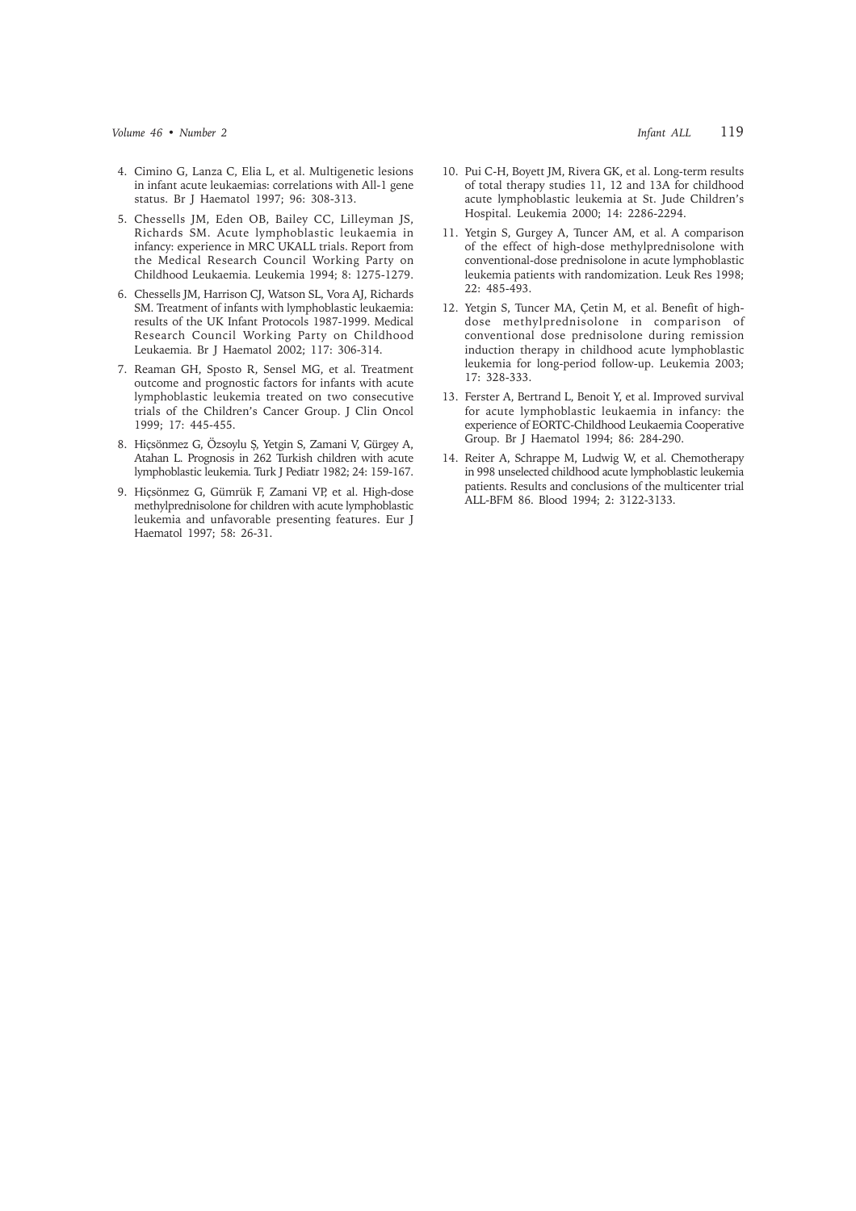4. Cimino G, Lanza C, Elia L, et al. Multigenetic lesions in infant acute leukaemias: correlations with All-1 gene status. Br J Haematol 1997; 96: 308-313.
5. Chessells JM, Eden OB, Bailey CC, Lilleyman JS, Richards SM. Acute lymphoblastic leukaemia in infancy: experience in MRC UKALL trials. Report from the Medical Research Council Working Party on Childhood Leukaemia. Leukemia 1994; 8: 1275-1279.
6. Chessells JM, Harrison CJ, Watson SL, Vora AJ, Richards SM. Treatment of infants with lymphoblastic leukaemia: results of the UK Infant Protocols 1987-1999. Medical Research Council Working Party on Childhood Leukaemia. Br J Haematol 2002; 117: 306-314.
7. Reaman GH, Sposto R, Sensel MG, et al. Treatment outcome and prognostic factors for infants with acute lymphoblastic leukemia treated on two consecutive trials of the Children's Cancer Group. J Clin Oncol 1999; 17: 445-455.
8. Hiçsönmez G, Özsoylu Ş, Yetgin S, Zamani V, Gürgey A, Atahan L. Prognosis in 262 Turkish children with acute lymphoblastic leukemia. Turk J Pediatr 1982; 24: 159-167.
9. Hiçsönmez G, Gümrük F, Zamani VP, et al. High-dose methylprednisolone for children with acute lymphoblastic leukemia and unfavorable presenting features. Eur J Haematol 1997; 58: 26-31.
10. Pui C-H, Boyett JM, Rivera GK, et al. Long-term results of total therapy studies 11, 12 and 13A for childhood acute lymphoblastic leukemia at St. Jude Children's Hospital. Leukemia 2000; 14: 2286-2294.
11. Yetgin S, Gurgey A, Tuncer AM, et al. A comparison of the effect of high-dose methylprednisolone with conventional-dose prednisolone in acute lymphoblastic leukemia patients with randomization. Leuk Res 1998; 22: 485-493.
12. Yetgin S, Tuncer MA, Çetin M, et al. Benefit of high-dose methylprednisolone in comparison of conventional dose prednisolone during remission induction therapy in childhood acute lymphoblastic leukemia for long-period follow-up. Leukemia 2003; 17: 328-333.
13. Ferster A, Bertrand L, Benoit Y, et al. Improved survival for acute lymphoblastic leukaemia in infancy: the experience of EORTC-Childhood Leukaemia Cooperative Group. Br J Haematol 1994; 86: 284-290.
14. Reiter A, Schrappe M, Ludwig W, et al. Chemotherapy in 998 unselected childhood acute lymphoblastic leukemia patients. Results and conclusions of the multicenter trial ALL-BFM 86. Blood 1994; 2: 3122-3133.